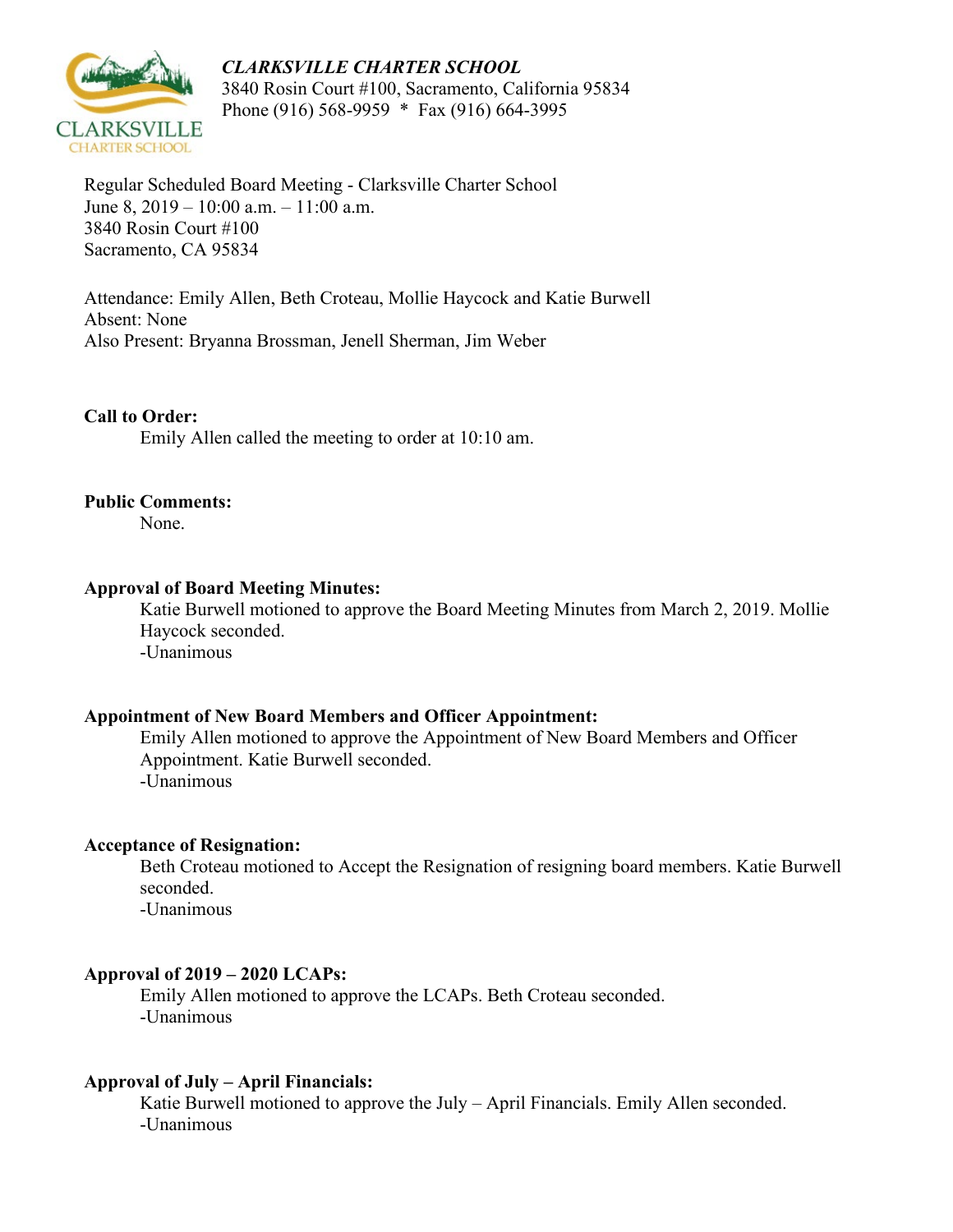***CLARKSVILLE CHARTER SCHOOL***
3840 Rosin Court #100, Sacramento, California 95834
Phone (916) 568-9959 * Fax (916) 664-3995

Regular Scheduled Board Meeting - Clarksville Charter School
June 8, 2019 – 10:00 a.m. – 11:00 a.m.
3840 Rosin Court #100
Sacramento, CA 95834

Attendance: Emily Allen, Beth Croteau, Mollie Haycock and Katie Burwell
Absent: None
Also Present: Bryanna Brossman, Jenell Sherman, Jim Weber

**Call to Order:**

Emily Allen called the meeting to order at 10:10 am.

**Public Comments:**

None.

**Approval of Board Meeting Minutes:**

Katie Burwell motioned to approve the Board Meeting Minutes from March 2, 2019. Mollie Haycock seconded.
-Unanimous

**Appointment of New Board Members and Officer Appointment:**

Emily Allen motioned to approve the Appointment of New Board Members and Officer Appointment. Katie Burwell seconded.
-Unanimous

**Acceptance of Resignation:**

Beth Croteau motioned to Accept the Resignation of resigning board members. Katie Burwell seconded.
-Unanimous

**Approval of 2019 – 2020 LCAPs:**

Emily Allen motioned to approve the LCAPs. Beth Croteau seconded.
-Unanimous

**Approval of July – April Financials:**

Katie Burwell motioned to approve the July – April Financials. Emily Allen seconded.
-Unanimous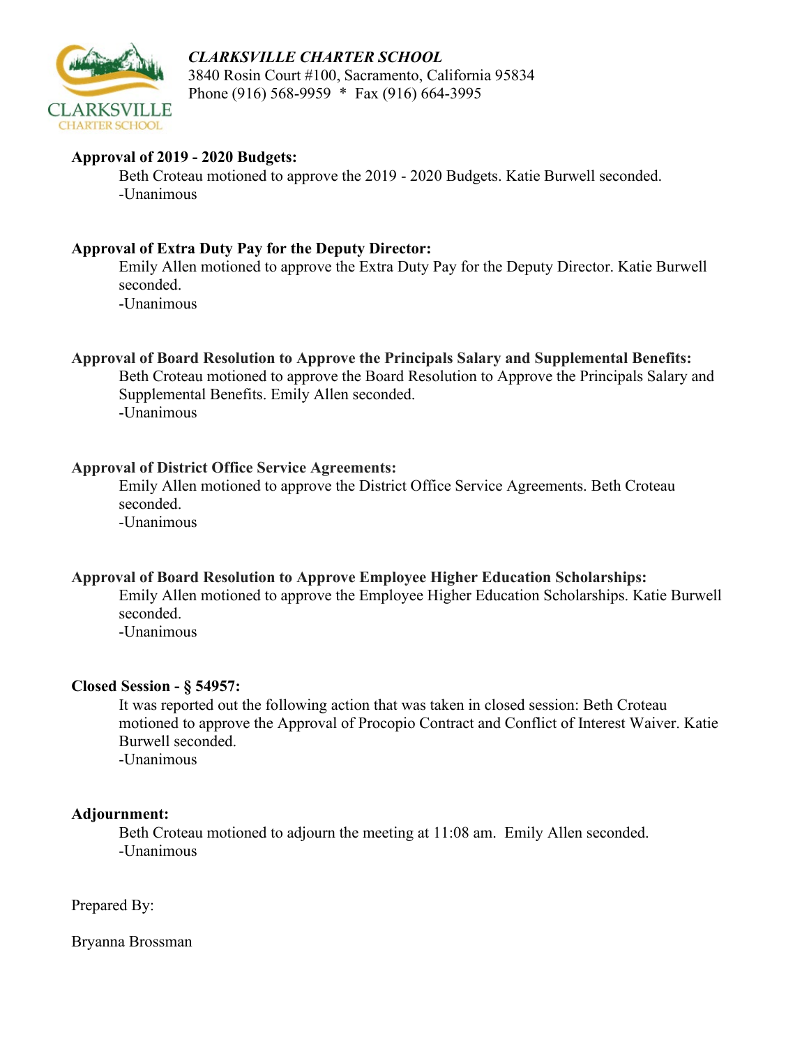*CLARKSVILLE CHARTER SCHOOL*
3840 Rosin Court #100, Sacramento, California 95834
Phone (916) 568-9959 * Fax (916) 664-3995

**Approval of 2019 - 2020 Budgets:**

Beth Croteau motioned to approve the 2019 - 2020 Budgets. Katie Burwell seconded.
-Unanimous

**Approval of Extra Duty Pay for the Deputy Director:**

Emily Allen motioned to approve the Extra Duty Pay for the Deputy Director. Katie Burwell seconded.
-Unanimous

**Approval of Board Resolution to Approve the Principals Salary and Supplemental Benefits:**

Beth Croteau motioned to approve the Board Resolution to Approve the Principals Salary and Supplemental Benefits. Emily Allen seconded.
-Unanimous

**Approval of District Office Service Agreements:**

Emily Allen motioned to approve the District Office Service Agreements. Beth Croteau seconded.
-Unanimous

**Approval of Board Resolution to Approve Employee Higher Education Scholarships:**

Emily Allen motioned to approve the Employee Higher Education Scholarships. Katie Burwell seconded.
-Unanimous

**Closed Session - § 54957:**

It was reported out the following action that was taken in closed session: Beth Croteau motioned to approve the Approval of Procopio Contract and Conflict of Interest Waiver. Katie Burwell seconded.
-Unanimous

**Adjournment:**

Beth Croteau motioned to adjourn the meeting at 11:08 am. Emily Allen seconded.
-Unanimous

Prepared By:

Bryanna Brossman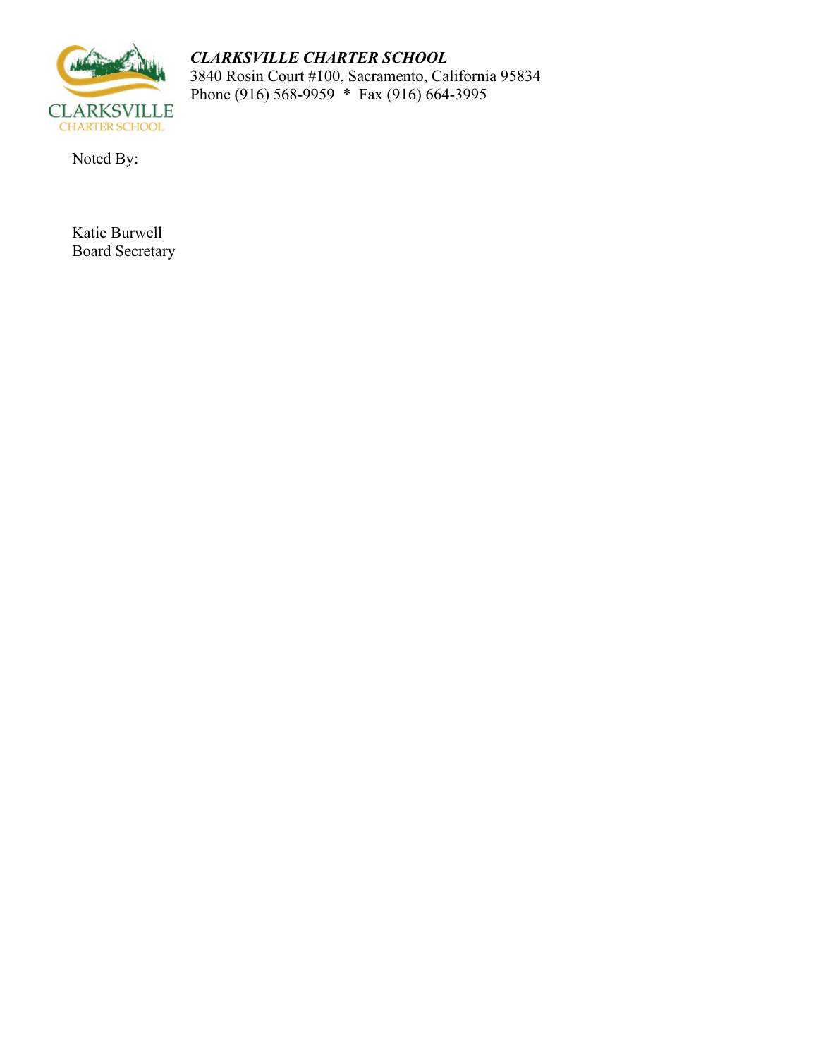*CLARKSVILLE CHARTER SCHOOL*
3840 Rosin Court #100, Sacramento, California 95834
Phone (916) 568-9959 * Fax (916) 664-3995

Noted By:

Katie Burwell
Board Secretary